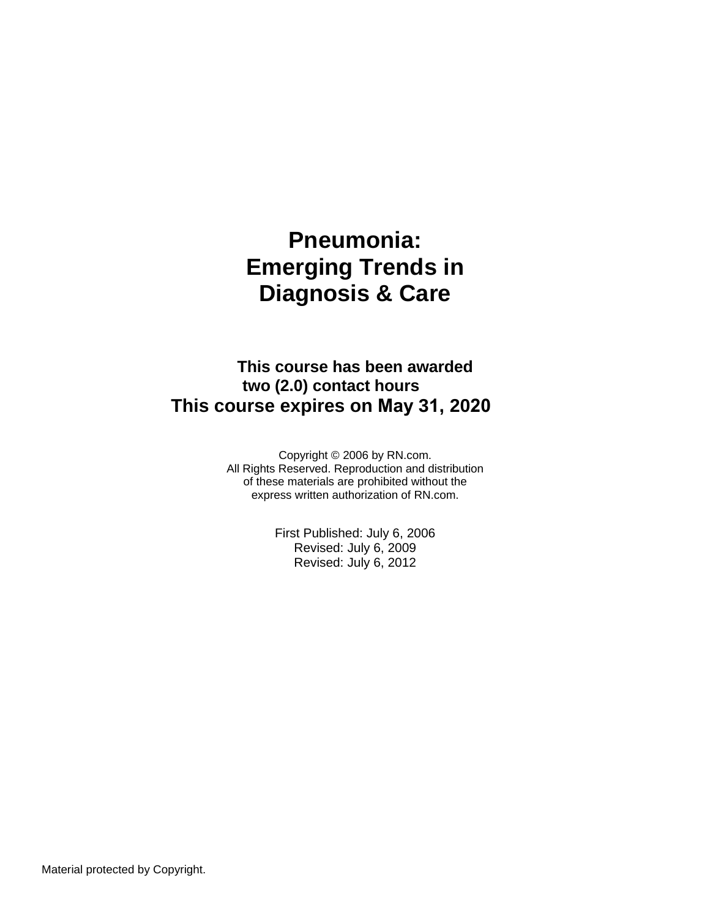# Pneumonia: Emerging Trends in Diagnosis & Care

**This course has been awarded two (2.0) contact hours**

**This course expires on May 31, 2020**

Copyright © 2006 by RN.com.
All Rights Reserved. Reproduction and distribution of these materials are prohibited without the express written authorization of RN.com.

First Published: July 6, 2006
Revised: July 6, 2009
Revised: July 6, 2012

Material protected by Copyright.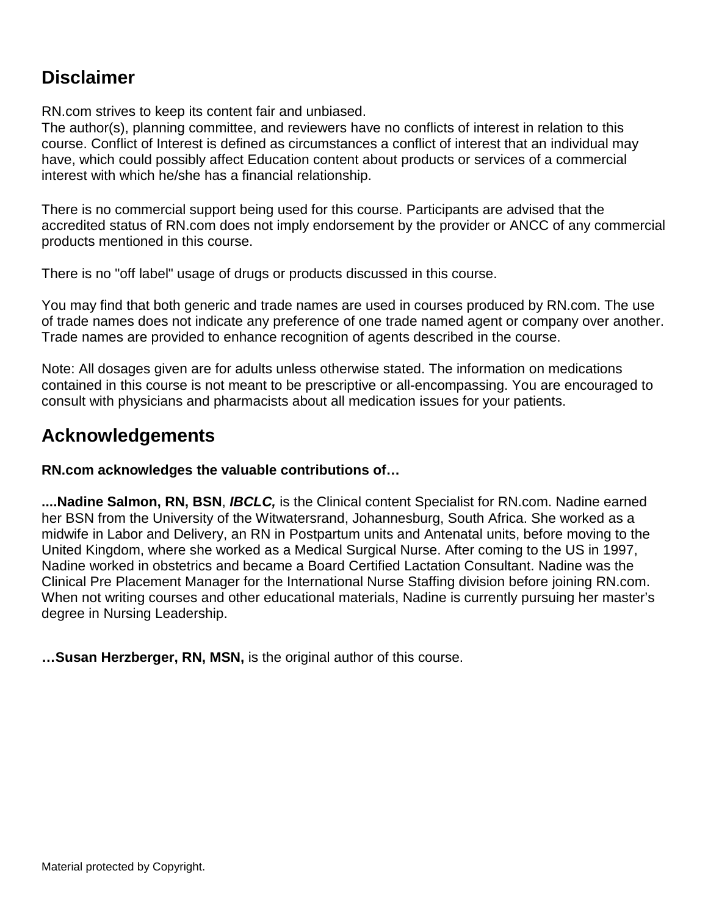## Disclaimer

RN.com strives to keep its content fair and unbiased.
The author(s), planning committee, and reviewers have no conflicts of interest in relation to this course. Conflict of Interest is defined as circumstances a conflict of interest that an individual may have, which could possibly affect Education content about products or services of a commercial interest with which he/she has a financial relationship.

There is no commercial support being used for this course. Participants are advised that the accredited status of RN.com does not imply endorsement by the provider or ANCC of any commercial products mentioned in this course.

There is no "off label" usage of drugs or products discussed in this course.

You may find that both generic and trade names are used in courses produced by RN.com. The use of trade names does not indicate any preference of one trade named agent or company over another. Trade names are provided to enhance recognition of agents described in the course.

Note: All dosages given are for adults unless otherwise stated. The information on medications contained in this course is not meant to be prescriptive or all-encompassing. You are encouraged to consult with physicians and pharmacists about all medication issues for your patients.

## Acknowledgements

**RN.com acknowledges the valuable contributions of…**

**....Nadine Salmon, RN, BSN**, ***IBCLC,*** is the Clinical content Specialist for RN.com. Nadine earned her BSN from the University of the Witwatersrand, Johannesburg, South Africa. She worked as a midwife in Labor and Delivery, an RN in Postpartum units and Antenatal units, before moving to the United Kingdom, where she worked as a Medical Surgical Nurse. After coming to the US in 1997, Nadine worked in obstetrics and became a Board Certified Lactation Consultant. Nadine was the Clinical Pre Placement Manager for the International Nurse Staffing division before joining RN.com. When not writing courses and other educational materials, Nadine is currently pursuing her master's degree in Nursing Leadership.

**…Susan Herzberger, RN, MSN,** is the original author of this course.

Material protected by Copyright.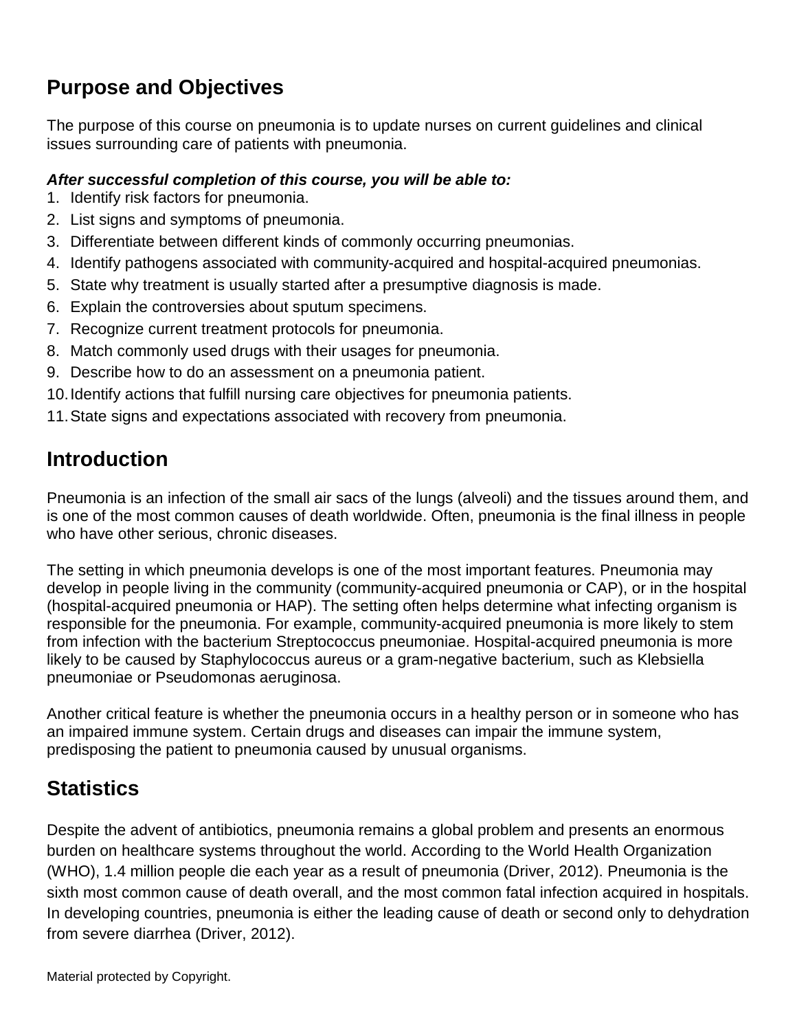## Purpose and Objectives

The purpose of this course on pneumonia is to update nurses on current guidelines and clinical issues surrounding care of patients with pneumonia.

***After successful completion of this course, you will be able to:***

1. Identify risk factors for pneumonia.
2. List signs and symptoms of pneumonia.
3. Differentiate between different kinds of commonly occurring pneumonias.
4. Identify pathogens associated with community-acquired and hospital-acquired pneumonias.
5. State why treatment is usually started after a presumptive diagnosis is made.
6. Explain the controversies about sputum specimens.
7. Recognize current treatment protocols for pneumonia.
8. Match commonly used drugs with their usages for pneumonia.
9. Describe how to do an assessment on a pneumonia patient.
10. Identify actions that fulfill nursing care objectives for pneumonia patients.
11. State signs and expectations associated with recovery from pneumonia.

## Introduction

Pneumonia is an infection of the small air sacs of the lungs (alveoli) and the tissues around them, and is one of the most common causes of death worldwide. Often, pneumonia is the final illness in people who have other serious, chronic diseases.

The setting in which pneumonia develops is one of the most important features. Pneumonia may develop in people living in the community (community-acquired pneumonia or CAP), or in the hospital (hospital-acquired pneumonia or HAP). The setting often helps determine what infecting organism is responsible for the pneumonia. For example, community-acquired pneumonia is more likely to stem from infection with the bacterium Streptococcus pneumoniae. Hospital-acquired pneumonia is more likely to be caused by Staphylococcus aureus or a gram-negative bacterium, such as Klebsiella pneumoniae or Pseudomonas aeruginosa.

Another critical feature is whether the pneumonia occurs in a healthy person or in someone who has an impaired immune system. Certain drugs and diseases can impair the immune system, predisposing the patient to pneumonia caused by unusual organisms.

## Statistics

Despite the advent of antibiotics, pneumonia remains a global problem and presents an enormous burden on healthcare systems throughout the world. According to the World Health Organization (WHO), 1.4 million people die each year as a result of pneumonia (Driver, 2012). Pneumonia is the sixth most common cause of death overall, and the most common fatal infection acquired in hospitals. In developing countries, pneumonia is either the leading cause of death or second only to dehydration from severe diarrhea (Driver, 2012).

Material protected by Copyright.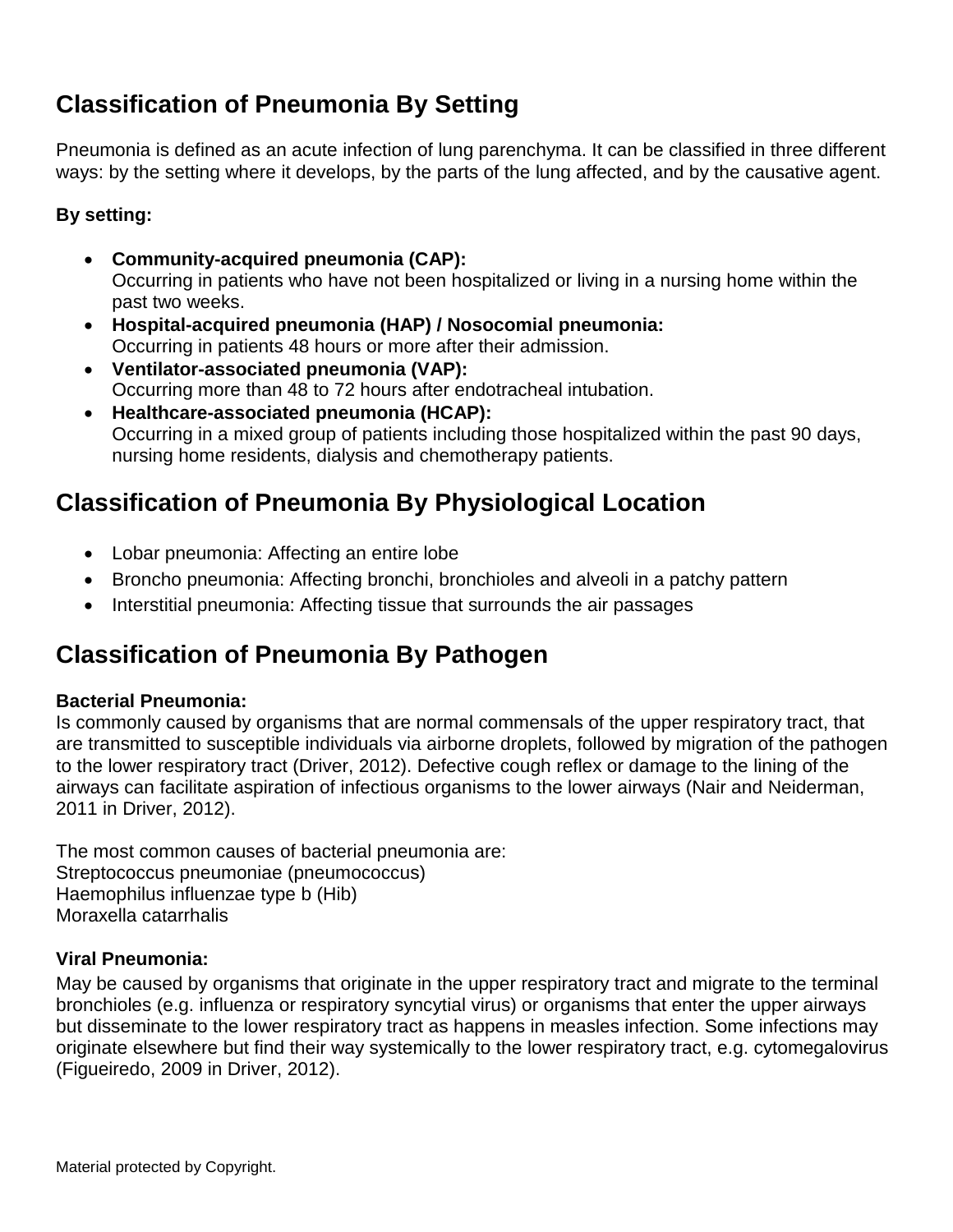## Classification of Pneumonia By Setting

Pneumonia is defined as an acute infection of lung parenchyma. It can be classified in three different ways: by the setting where it develops, by the parts of the lung affected, and by the causative agent.

**By setting:**

- **Community-acquired pneumonia (CAP):**
  Occurring in patients who have not been hospitalized or living in a nursing home within the past two weeks.
- **Hospital-acquired pneumonia (HAP) / Nosocomial pneumonia:**
  Occurring in patients 48 hours or more after their admission.
- **Ventilator-associated pneumonia (VAP):**
  Occurring more than 48 to 72 hours after endotracheal intubation.
- **Healthcare-associated pneumonia (HCAP):**
  Occurring in a mixed group of patients including those hospitalized within the past 90 days, nursing home residents, dialysis and chemotherapy patients.

## Classification of Pneumonia By Physiological Location

- Lobar pneumonia: Affecting an entire lobe
- Broncho pneumonia: Affecting bronchi, bronchioles and alveoli in a patchy pattern
- Interstitial pneumonia: Affecting tissue that surrounds the air passages

## Classification of Pneumonia By Pathogen

**Bacterial Pneumonia:**
Is commonly caused by organisms that are normal commensals of the upper respiratory tract, that are transmitted to susceptible individuals via airborne droplets, followed by migration of the pathogen to the lower respiratory tract (Driver, 2012). Defective cough reflex or damage to the lining of the airways can facilitate aspiration of infectious organisms to the lower airways (Nair and Neiderman, 2011 in Driver, 2012).

The most common causes of bacterial pneumonia are:
Streptococcus pneumoniae (pneumococcus)
Haemophilus influenzae type b (Hib)
Moraxella catarrhalis

**Viral Pneumonia:**
May be caused by organisms that originate in the upper respiratory tract and migrate to the terminal bronchioles (e.g. influenza or respiratory syncytial virus) or organisms that enter the upper airways but disseminate to the lower respiratory tract as happens in measles infection. Some infections may originate elsewhere but find their way systemically to the lower respiratory tract, e.g. cytomegalovirus (Figueiredo, 2009 in Driver, 2012).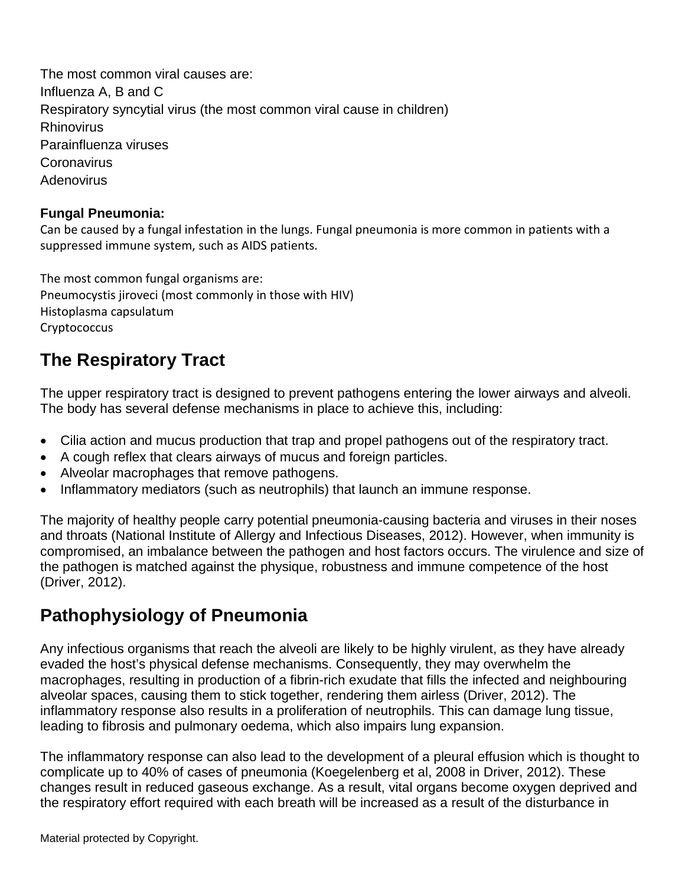The most common viral causes are:
Influenza A, B and C
Respiratory syncytial virus (the most common viral cause in children)
Rhinovirus
Parainfluenza viruses
Coronavirus
Adenovirus

**Fungal Pneumonia:**
Can be caused by a fungal infestation in the lungs. Fungal pneumonia is more common in patients with a suppressed immune system, such as AIDS patients.

The most common fungal organisms are:
Pneumocystis jiroveci (most commonly in those with HIV)
Histoplasma capsulatum
Cryptococcus

## The Respiratory Tract

The upper respiratory tract is designed to prevent pathogens entering the lower airways and alveoli. The body has several defense mechanisms in place to achieve this, including:

- Cilia action and mucus production that trap and propel pathogens out of the respiratory tract.
- A cough reflex that clears airways of mucus and foreign particles.
- Alveolar macrophages that remove pathogens.
- Inflammatory mediators (such as neutrophils) that launch an immune response.

The majority of healthy people carry potential pneumonia-causing bacteria and viruses in their noses and throats (National Institute of Allergy and Infectious Diseases, 2012). However, when immunity is compromised, an imbalance between the pathogen and host factors occurs. The virulence and size of the pathogen is matched against the physique, robustness and immune competence of the host (Driver, 2012).

## Pathophysiology of Pneumonia

Any infectious organisms that reach the alveoli are likely to be highly virulent, as they have already evaded the host's physical defense mechanisms. Consequently, they may overwhelm the macrophages, resulting in production of a fibrin-rich exudate that fills the infected and neighbouring alveolar spaces, causing them to stick together, rendering them airless (Driver, 2012). The inflammatory response also results in a proliferation of neutrophils. This can damage lung tissue, leading to fibrosis and pulmonary oedema, which also impairs lung expansion.

The inflammatory response can also lead to the development of a pleural effusion which is thought to complicate up to 40% of cases of pneumonia (Koegelenberg et al, 2008 in Driver, 2012). These changes result in reduced gaseous exchange. As a result, vital organs become oxygen deprived and the respiratory effort required with each breath will be increased as a result of the disturbance in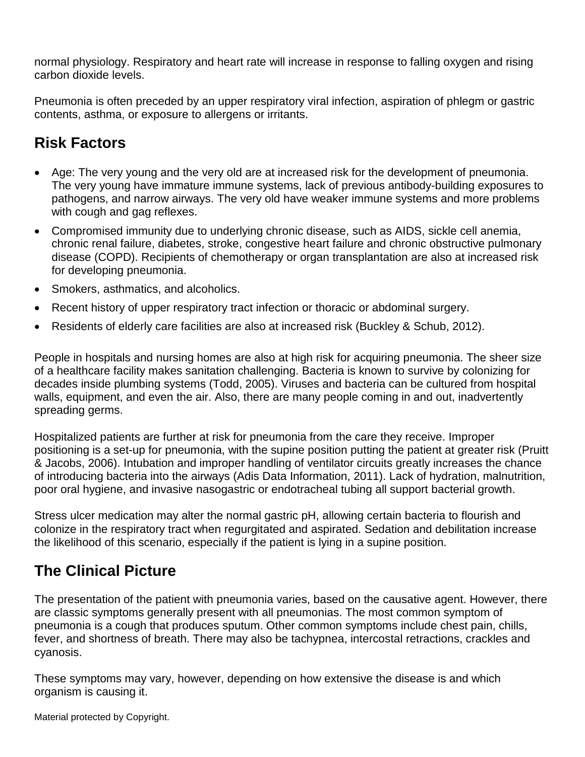normal physiology. Respiratory and heart rate will increase in response to falling oxygen and rising carbon dioxide levels.

Pneumonia is often preceded by an upper respiratory viral infection, aspiration of phlegm or gastric contents, asthma, or exposure to allergens or irritants.

## Risk Factors

- Age: The very young and the very old are at increased risk for the development of pneumonia. The very young have immature immune systems, lack of previous antibody-building exposures to pathogens, and narrow airways. The very old have weaker immune systems and more problems with cough and gag reflexes.
- Compromised immunity due to underlying chronic disease, such as AIDS, sickle cell anemia, chronic renal failure, diabetes, stroke, congestive heart failure and chronic obstructive pulmonary disease (COPD). Recipients of chemotherapy or organ transplantation are also at increased risk for developing pneumonia.
- Smokers, asthmatics, and alcoholics.
- Recent history of upper respiratory tract infection or thoracic or abdominal surgery.
- Residents of elderly care facilities are also at increased risk (Buckley & Schub, 2012).

People in hospitals and nursing homes are also at high risk for acquiring pneumonia. The sheer size of a healthcare facility makes sanitation challenging. Bacteria is known to survive by colonizing for decades inside plumbing systems (Todd, 2005). Viruses and bacteria can be cultured from hospital walls, equipment, and even the air. Also, there are many people coming in and out, inadvertently spreading germs.

Hospitalized patients are further at risk for pneumonia from the care they receive. Improper positioning is a set-up for pneumonia, with the supine position putting the patient at greater risk (Pruitt & Jacobs, 2006). Intubation and improper handling of ventilator circuits greatly increases the chance of introducing bacteria into the airways (Adis Data Information, 2011). Lack of hydration, malnutrition, poor oral hygiene, and invasive nasogastric or endotracheal tubing all support bacterial growth.

Stress ulcer medication may alter the normal gastric pH, allowing certain bacteria to flourish and colonize in the respiratory tract when regurgitated and aspirated. Sedation and debilitation increase the likelihood of this scenario, especially if the patient is lying in a supine position.

## The Clinical Picture

The presentation of the patient with pneumonia varies, based on the causative agent. However, there are classic symptoms generally present with all pneumonias. The most common symptom of pneumonia is a cough that produces sputum. Other common symptoms include chest pain, chills, fever, and shortness of breath. There may also be tachypnea, intercostal retractions, crackles and cyanosis.

These symptoms may vary, however, depending on how extensive the disease is and which organism is causing it.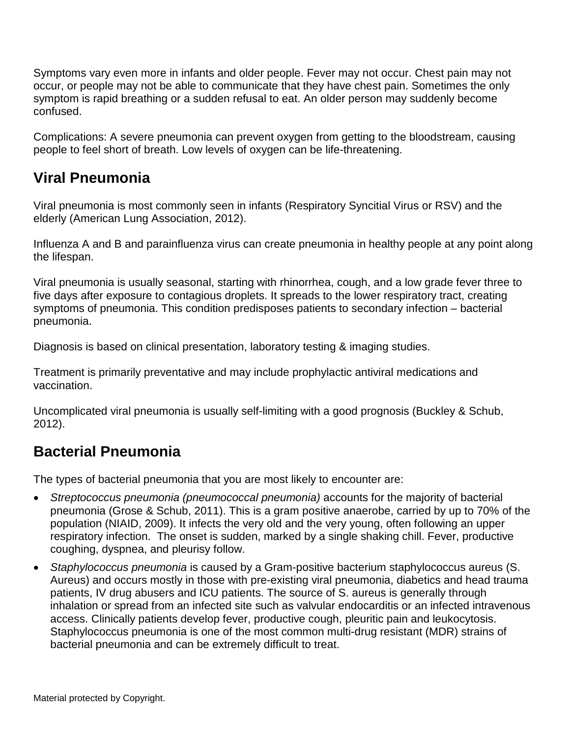Symptoms vary even more in infants and older people. Fever may not occur. Chest pain may not occur, or people may not be able to communicate that they have chest pain. Sometimes the only symptom is rapid breathing or a sudden refusal to eat. An older person may suddenly become confused.

Complications: A severe pneumonia can prevent oxygen from getting to the bloodstream, causing people to feel short of breath. Low levels of oxygen can be life-threatening.

## Viral Pneumonia

Viral pneumonia is most commonly seen in infants (Respiratory Syncitial Virus or RSV) and the elderly (American Lung Association, 2012).

Influenza A and B and parainfluenza virus can create pneumonia in healthy people at any point along the lifespan.

Viral pneumonia is usually seasonal, starting with rhinorrhea, cough, and a low grade fever three to five days after exposure to contagious droplets. It spreads to the lower respiratory tract, creating symptoms of pneumonia. This condition predisposes patients to secondary infection – bacterial pneumonia.

Diagnosis is based on clinical presentation, laboratory testing & imaging studies.

Treatment is primarily preventative and may include prophylactic antiviral medications and vaccination.

Uncomplicated viral pneumonia is usually self-limiting with a good prognosis (Buckley & Schub, 2012).

## Bacterial Pneumonia

The types of bacterial pneumonia that you are most likely to encounter are:

- *Streptococcus pneumonia (pneumococcal pneumonia)* accounts for the majority of bacterial pneumonia (Grose & Schub, 2011). This is a gram positive anaerobe, carried by up to 70% of the population (NIAID, 2009). It infects the very old and the very young, often following an upper respiratory infection. The onset is sudden, marked by a single shaking chill. Fever, productive coughing, dyspnea, and pleurisy follow.
- *Staphylococcus pneumonia* is caused by a Gram-positive bacterium staphylococcus aureus (S. Aureus) and occurs mostly in those with pre-existing viral pneumonia, diabetics and head trauma patients, IV drug abusers and ICU patients. The source of S. aureus is generally through inhalation or spread from an infected site such as valvular endocarditis or an infected intravenous access. Clinically patients develop fever, productive cough, pleuritic pain and leukocytosis. Staphylococcus pneumonia is one of the most common multi-drug resistant (MDR) strains of bacterial pneumonia and can be extremely difficult to treat.

Material protected by Copyright.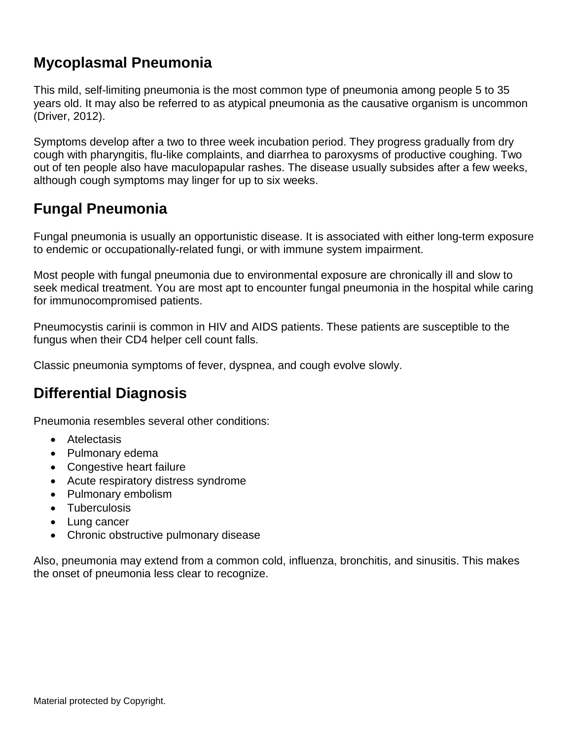## Mycoplasmal Pneumonia

This mild, self-limiting pneumonia is the most common type of pneumonia among people 5 to 35 years old. It may also be referred to as atypical pneumonia as the causative organism is uncommon (Driver, 2012).

Symptoms develop after a two to three week incubation period. They progress gradually from dry cough with pharyngitis, flu-like complaints, and diarrhea to paroxysms of productive coughing. Two out of ten people also have maculopapular rashes. The disease usually subsides after a few weeks, although cough symptoms may linger for up to six weeks.

## Fungal Pneumonia

Fungal pneumonia is usually an opportunistic disease. It is associated with either long-term exposure to endemic or occupationally-related fungi, or with immune system impairment.

Most people with fungal pneumonia due to environmental exposure are chronically ill and slow to seek medical treatment. You are most apt to encounter fungal pneumonia in the hospital while caring for immunocompromised patients.

Pneumocystis carinii is common in HIV and AIDS patients. These patients are susceptible to the fungus when their CD4 helper cell count falls.

Classic pneumonia symptoms of fever, dyspnea, and cough evolve slowly.

## Differential Diagnosis

Pneumonia resembles several other conditions:

- Atelectasis
- Pulmonary edema
- Congestive heart failure
- Acute respiratory distress syndrome
- Pulmonary embolism
- Tuberculosis
- Lung cancer
- Chronic obstructive pulmonary disease

Also, pneumonia may extend from a common cold, influenza, bronchitis, and sinusitis. This makes the onset of pneumonia less clear to recognize.

Material protected by Copyright.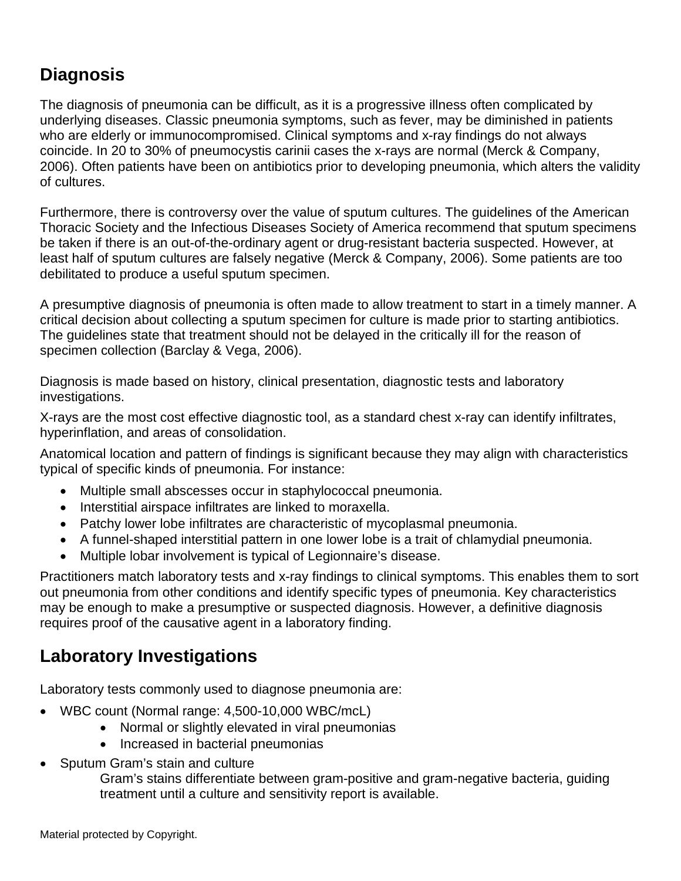## Diagnosis

The diagnosis of pneumonia can be difficult, as it is a progressive illness often complicated by underlying diseases. Classic pneumonia symptoms, such as fever, may be diminished in patients who are elderly or immunocompromised. Clinical symptoms and x-ray findings do not always coincide. In 20 to 30% of pneumocystis carinii cases the x-rays are normal (Merck & Company, 2006). Often patients have been on antibiotics prior to developing pneumonia, which alters the validity of cultures.

Furthermore, there is controversy over the value of sputum cultures. The guidelines of the American Thoracic Society and the Infectious Diseases Society of America recommend that sputum specimens be taken if there is an out-of-the-ordinary agent or drug-resistant bacteria suspected. However, at least half of sputum cultures are falsely negative (Merck & Company, 2006). Some patients are too debilitated to produce a useful sputum specimen.

A presumptive diagnosis of pneumonia is often made to allow treatment to start in a timely manner. A critical decision about collecting a sputum specimen for culture is made prior to starting antibiotics. The guidelines state that treatment should not be delayed in the critically ill for the reason of specimen collection (Barclay & Vega, 2006).

Diagnosis is made based on history, clinical presentation, diagnostic tests and laboratory investigations.

X-rays are the most cost effective diagnostic tool, as a standard chest x-ray can identify infiltrates, hyperinflation, and areas of consolidation.

Anatomical location and pattern of findings is significant because they may align with characteristics typical of specific kinds of pneumonia. For instance:

- Multiple small abscesses occur in staphylococcal pneumonia.
- Interstitial airspace infiltrates are linked to moraxella.
- Patchy lower lobe infiltrates are characteristic of mycoplasmal pneumonia.
- A funnel-shaped interstitial pattern in one lower lobe is a trait of chlamydial pneumonia.
- Multiple lobar involvement is typical of Legionnaire's disease.

Practitioners match laboratory tests and x-ray findings to clinical symptoms. This enables them to sort out pneumonia from other conditions and identify specific types of pneumonia. Key characteristics may be enough to make a presumptive or suspected diagnosis. However, a definitive diagnosis requires proof of the causative agent in a laboratory finding.

## Laboratory Investigations

Laboratory tests commonly used to diagnose pneumonia are:

- WBC count (Normal range: 4,500-10,000 WBC/mcL)
  - Normal or slightly elevated in viral pneumonias
  - Increased in bacterial pneumonias
- Sputum Gram's stain and culture

  Gram's stains differentiate between gram-positive and gram-negative bacteria, guiding treatment until a culture and sensitivity report is available.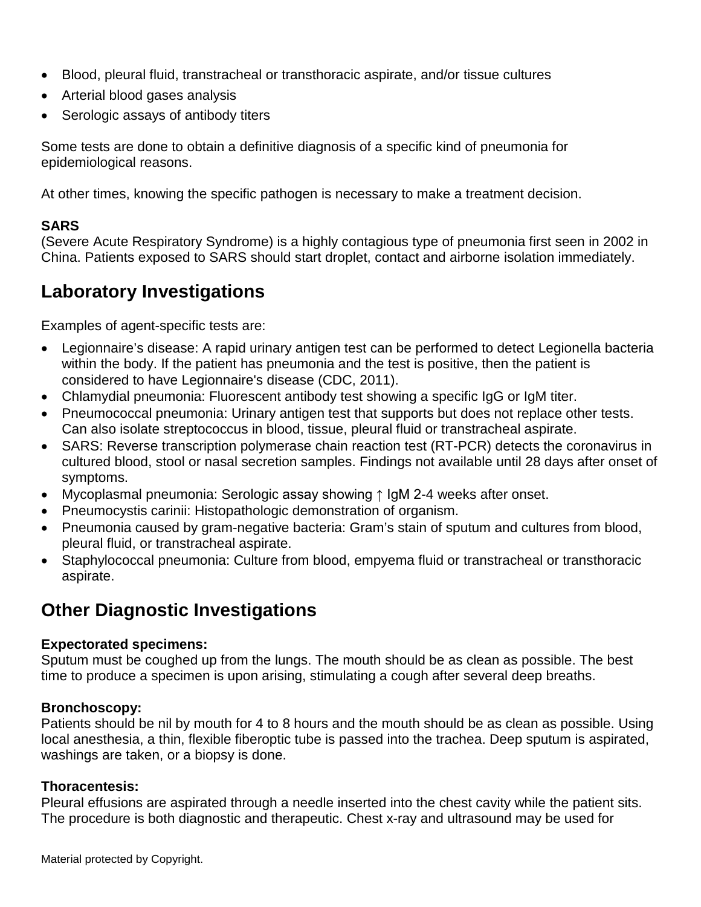- Blood, pleural fluid, transtracheal or transthoracic aspirate, and/or tissue cultures
- Arterial blood gases analysis
- Serologic assays of antibody titers

Some tests are done to obtain a definitive diagnosis of a specific kind of pneumonia for epidemiological reasons.

At other times, knowing the specific pathogen is necessary to make a treatment decision.

**SARS**
(Severe Acute Respiratory Syndrome) is a highly contagious type of pneumonia first seen in 2002 in China. Patients exposed to SARS should start droplet, contact and airborne isolation immediately.

## Laboratory Investigations

Examples of agent-specific tests are:

- Legionnaire's disease: A rapid urinary antigen test can be performed to detect Legionella bacteria within the body. If the patient has pneumonia and the test is positive, then the patient is considered to have Legionnaire's disease (CDC, 2011).
- Chlamydial pneumonia: Fluorescent antibody test showing a specific IgG or IgM titer.
- Pneumococcal pneumonia: Urinary antigen test that supports but does not replace other tests. Can also isolate streptococcus in blood, tissue, pleural fluid or transtracheal aspirate.
- SARS: Reverse transcription polymerase chain reaction test (RT-PCR) detects the coronavirus in cultured blood, stool or nasal secretion samples. Findings not available until 28 days after onset of symptoms.
- Mycoplasmal pneumonia: Serologic assay showing ↑ IgM 2-4 weeks after onset.
- Pneumocystis carinii: Histopathologic demonstration of organism.
- Pneumonia caused by gram-negative bacteria: Gram's stain of sputum and cultures from blood, pleural fluid, or transtracheal aspirate.
- Staphylococcal pneumonia: Culture from blood, empyema fluid or transtracheal or transthoracic aspirate.

## Other Diagnostic Investigations

**Expectorated specimens:**
Sputum must be coughed up from the lungs. The mouth should be as clean as possible. The best time to produce a specimen is upon arising, stimulating a cough after several deep breaths.

**Bronchoscopy:**
Patients should be nil by mouth for 4 to 8 hours and the mouth should be as clean as possible. Using local anesthesia, a thin, flexible fiberoptic tube is passed into the trachea. Deep sputum is aspirated, washings are taken, or a biopsy is done.

**Thoracentesis:**
Pleural effusions are aspirated through a needle inserted into the chest cavity while the patient sits. The procedure is both diagnostic and therapeutic. Chest x-ray and ultrasound may be used for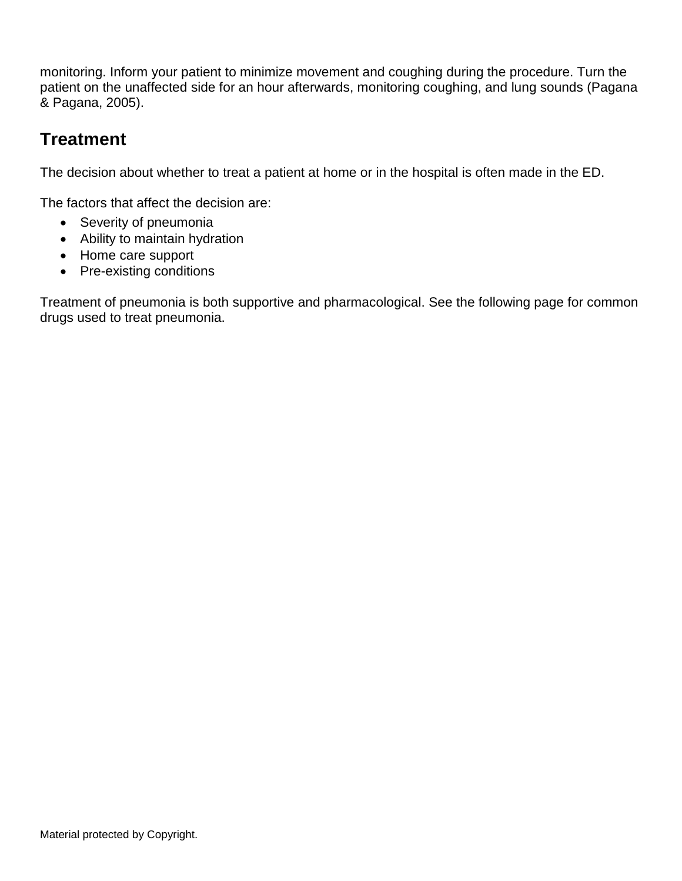monitoring. Inform your patient to minimize movement and coughing during the procedure. Turn the patient on the unaffected side for an hour afterwards, monitoring coughing, and lung sounds (Pagana & Pagana, 2005).

## Treatment

The decision about whether to treat a patient at home or in the hospital is often made in the ED.

The factors that affect the decision are:

- Severity of pneumonia
- Ability to maintain hydration
- Home care support
- Pre-existing conditions

Treatment of pneumonia is both supportive and pharmacological. See the following page for common drugs used to treat pneumonia.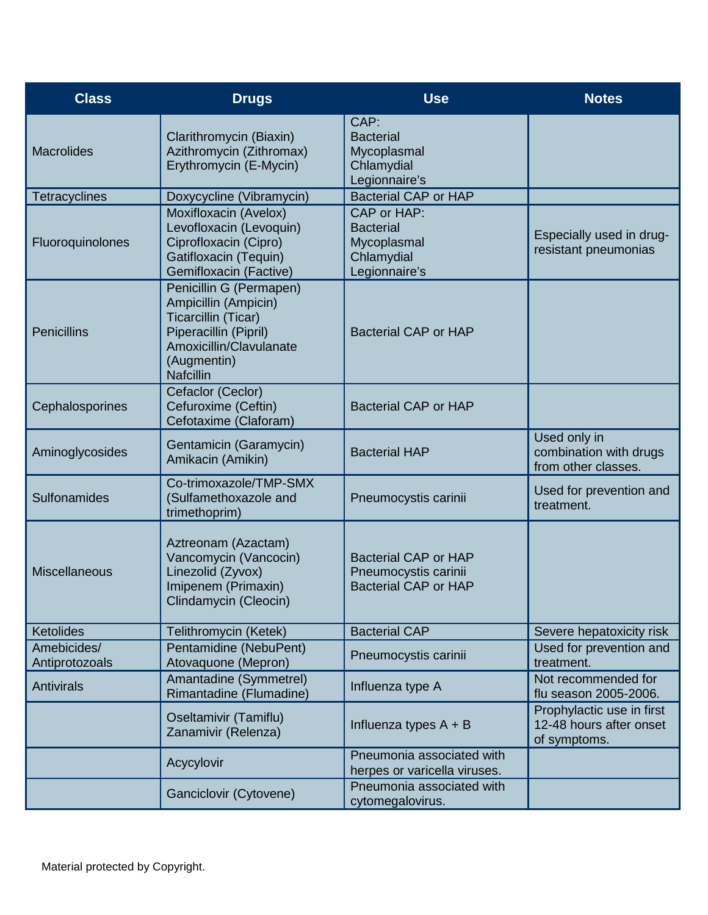| Class | Drugs | Use | Notes |
|---|---|---|---|
| Macrolides | Clarithromycin (Biaxin)<br>Azithromycin (Zithromax)<br>Erythromycin (E-Mycin) | CAP:<br>Bacterial<br>Mycoplasmal<br>Chlamydial<br>Legionnaire's | |
| Tetracyclines | Doxycycline (Vibramycin) | Bacterial CAP or HAP | |
| Fluoroquinolones | Moxifloxacin (Avelox)<br>Levofloxacin (Levoquin)<br>Ciprofloxacin (Cipro)<br>Gatifloxacin (Tequin)<br>Gemifloxacin (Factive) | CAP or HAP:<br>Bacterial<br>Mycoplasmal<br>Chlamydial<br>Legionnaire's | Especially used in drug-resistant pneumonias |
| Penicillins | Penicillin G (Permapen)<br>Ampicillin (Ampicin)<br>Ticarcillin (Ticar)<br>Piperacillin (Pipril)<br>Amoxicillin/Clavulanate (Augmentin)<br>Nafcillin | Bacterial CAP or HAP | |
| Cephalosporines | Cefaclor (Ceclor)<br>Cefuroxime (Ceftin)<br>Cefotaxime (Claforam) | Bacterial CAP or HAP | |
| Aminoglycosides | Gentamicin (Garamycin)<br>Amikacin (Amikin) | Bacterial HAP | Used only in combination with drugs from other classes. |
| Sulfonamides | Co-trimoxazole/TMP-SMX (Sulfamethoxazole and trimethoprim) | Pneumocystis carinii | Used for prevention and treatment. |
| Miscellaneous | Aztreonam (Azactam)<br>Vancomycin (Vancocin)<br>Linezolid (Zyvox)<br>Imipenem (Primaxin)<br>Clindamycin (Cleocin) | Bacterial CAP or HAP<br>Pneumocystis carinii<br>Bacterial CAP or HAP | |
| Ketolides | Telithromycin (Ketek) | Bacterial CAP | Severe hepatoxicity risk |
| Amebicides/ Antiprotozoals | Pentamidine (NebuPent)<br>Atovaquone (Mepron) | Pneumocystis carinii | Used for prevention and treatment. |
| Antivirals | Amantadine (Symmetrel)<br>Rimantadine (Flumadine) | Influenza type A | Not recommended for flu season 2005-2006. |
| | Oseltamivir (Tamiflu)<br>Zanamivir (Relenza) | Influenza types A + B | Prophylactic use in first 12-48 hours after onset of symptoms. |
| | Acycylovir | Pneumonia associated with herpes or varicella viruses. | |
| | Ganciclovir (Cytovene) | Pneumonia associated with cytomegalovirus. | |

Material protected by Copyright.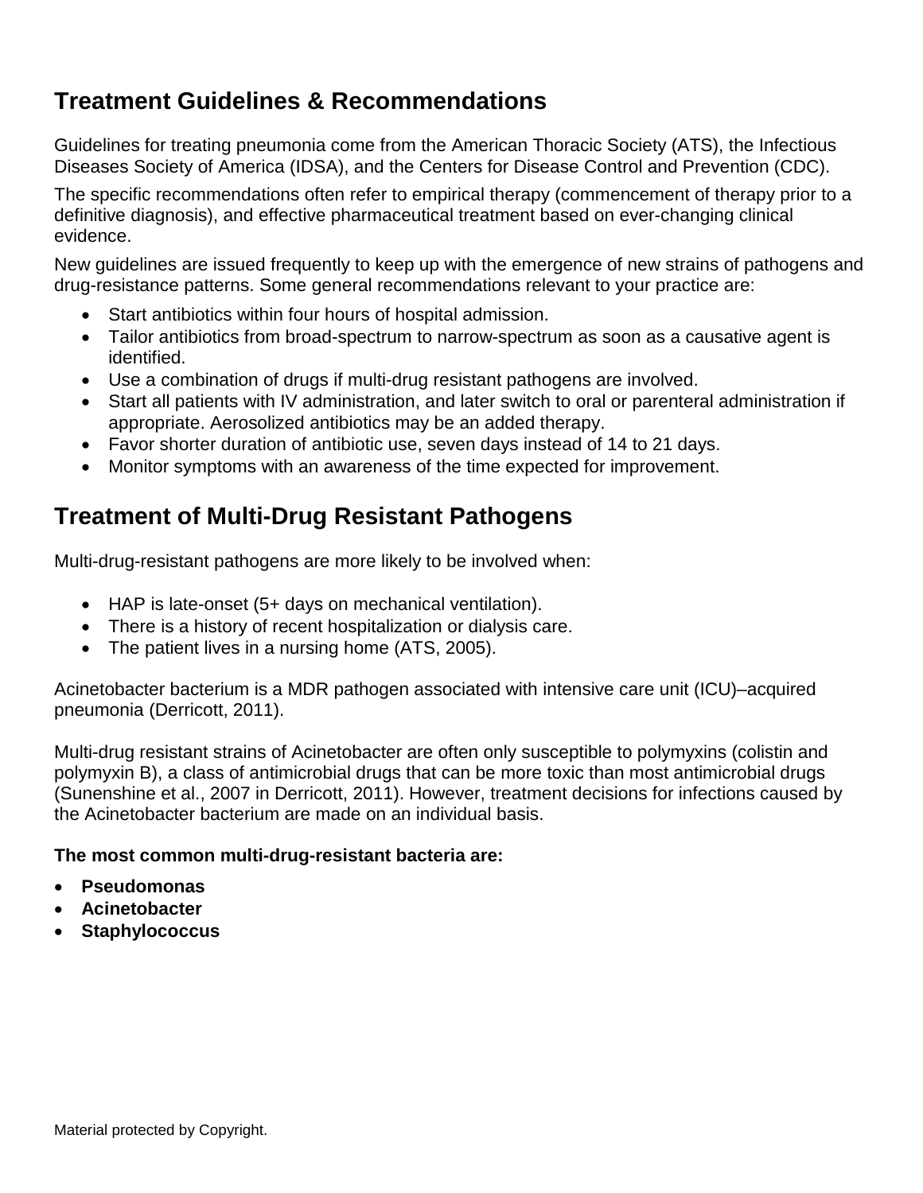## Treatment Guidelines & Recommendations

Guidelines for treating pneumonia come from the American Thoracic Society (ATS), the Infectious Diseases Society of America (IDSA), and the Centers for Disease Control and Prevention (CDC).

The specific recommendations often refer to empirical therapy (commencement of therapy prior to a definitive diagnosis), and effective pharmaceutical treatment based on ever-changing clinical evidence.

New guidelines are issued frequently to keep up with the emergence of new strains of pathogens and drug-resistance patterns. Some general recommendations relevant to your practice are:

- Start antibiotics within four hours of hospital admission.
- Tailor antibiotics from broad-spectrum to narrow-spectrum as soon as a causative agent is identified.
- Use a combination of drugs if multi-drug resistant pathogens are involved.
- Start all patients with IV administration, and later switch to oral or parenteral administration if appropriate. Aerosolized antibiotics may be an added therapy.
- Favor shorter duration of antibiotic use, seven days instead of 14 to 21 days.
- Monitor symptoms with an awareness of the time expected for improvement.

## Treatment of Multi-Drug Resistant Pathogens

Multi-drug-resistant pathogens are more likely to be involved when:

- HAP is late-onset (5+ days on mechanical ventilation).
- There is a history of recent hospitalization or dialysis care.
- The patient lives in a nursing home (ATS, 2005).

Acinetobacter bacterium is a MDR pathogen associated with intensive care unit (ICU)–acquired pneumonia (Derricott, 2011).

Multi-drug resistant strains of Acinetobacter are often only susceptible to polymyxins (colistin and polymyxin B), a class of antimicrobial drugs that can be more toxic than most antimicrobial drugs (Sunenshine et al., 2007 in Derricott, 2011). However, treatment decisions for infections caused by the Acinetobacter bacterium are made on an individual basis.

**The most common multi-drug-resistant bacteria are:**

- **Pseudomonas**
- **Acinetobacter**
- **Staphylococcus**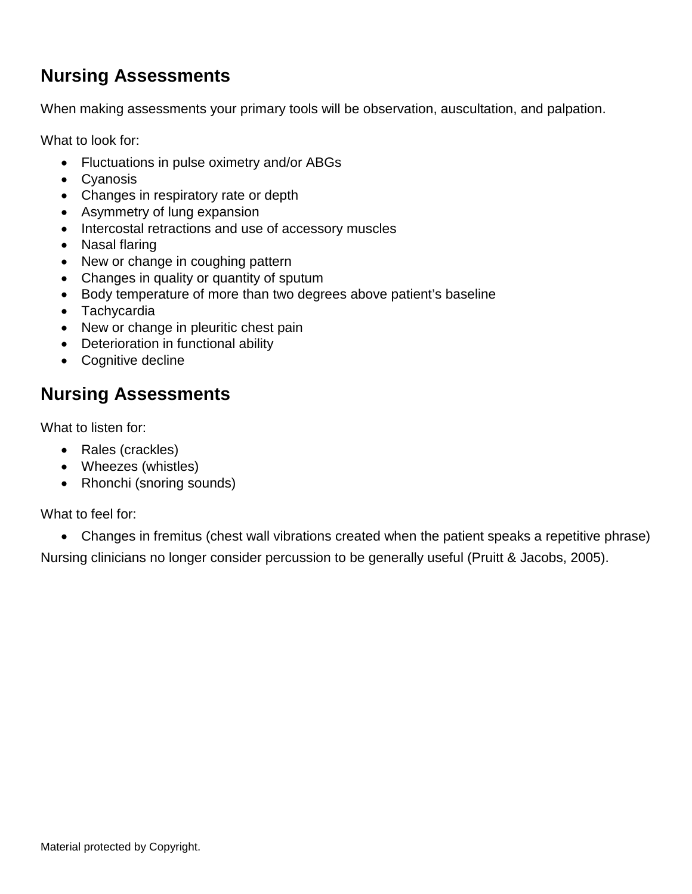## Nursing Assessments

When making assessments your primary tools will be observation, auscultation, and palpation.

What to look for:

- Fluctuations in pulse oximetry and/or ABGs
- Cyanosis
- Changes in respiratory rate or depth
- Asymmetry of lung expansion
- Intercostal retractions and use of accessory muscles
- Nasal flaring
- New or change in coughing pattern
- Changes in quality or quantity of sputum
- Body temperature of more than two degrees above patient's baseline
- Tachycardia
- New or change in pleuritic chest pain
- Deterioration in functional ability
- Cognitive decline

## Nursing Assessments

What to listen for:

- Rales (crackles)
- Wheezes (whistles)
- Rhonchi (snoring sounds)

What to feel for:

- Changes in fremitus (chest wall vibrations created when the patient speaks a repetitive phrase)

Nursing clinicians no longer consider percussion to be generally useful (Pruitt & Jacobs, 2005).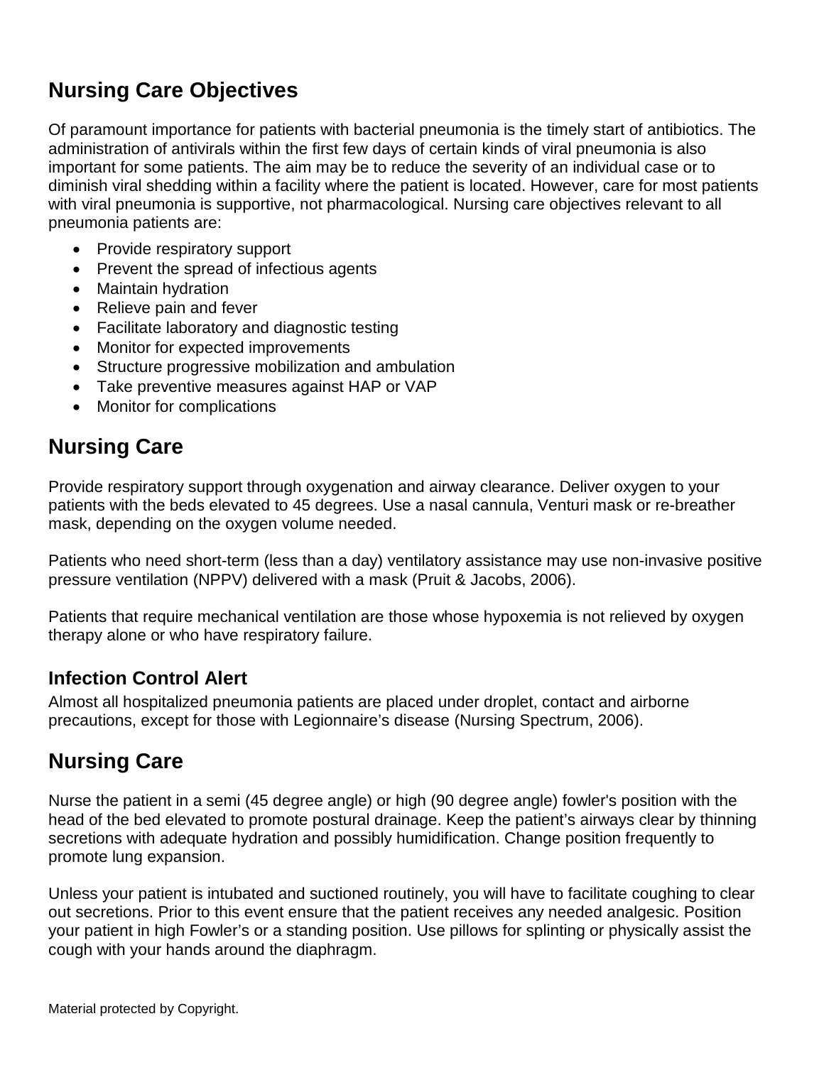## Nursing Care Objectives

Of paramount importance for patients with bacterial pneumonia is the timely start of antibiotics. The administration of antivirals within the first few days of certain kinds of viral pneumonia is also important for some patients. The aim may be to reduce the severity of an individual case or to diminish viral shedding within a facility where the patient is located. However, care for most patients with viral pneumonia is supportive, not pharmacological. Nursing care objectives relevant to all pneumonia patients are:

- Provide respiratory support
- Prevent the spread of infectious agents
- Maintain hydration
- Relieve pain and fever
- Facilitate laboratory and diagnostic testing
- Monitor for expected improvements
- Structure progressive mobilization and ambulation
- Take preventive measures against HAP or VAP
- Monitor for complications

## Nursing Care

Provide respiratory support through oxygenation and airway clearance. Deliver oxygen to your patients with the beds elevated to 45 degrees. Use a nasal cannula, Venturi mask or re-breather mask, depending on the oxygen volume needed.

Patients who need short-term (less than a day) ventilatory assistance may use non-invasive positive pressure ventilation (NPPV) delivered with a mask (Pruit & Jacobs, 2006).

Patients that require mechanical ventilation are those whose hypoxemia is not relieved by oxygen therapy alone or who have respiratory failure.

### Infection Control Alert

Almost all hospitalized pneumonia patients are placed under droplet, contact and airborne precautions, except for those with Legionnaire's disease (Nursing Spectrum, 2006).

## Nursing Care

Nurse the patient in a semi (45 degree angle) or high (90 degree angle) fowler's position with the head of the bed elevated to promote postural drainage. Keep the patient's airways clear by thinning secretions with adequate hydration and possibly humidification. Change position frequently to promote lung expansion.

Unless your patient is intubated and suctioned routinely, you will have to facilitate coughing to clear out secretions. Prior to this event ensure that the patient receives any needed analgesic. Position your patient in high Fowler's or a standing position. Use pillows for splinting or physically assist the cough with your hands around the diaphragm.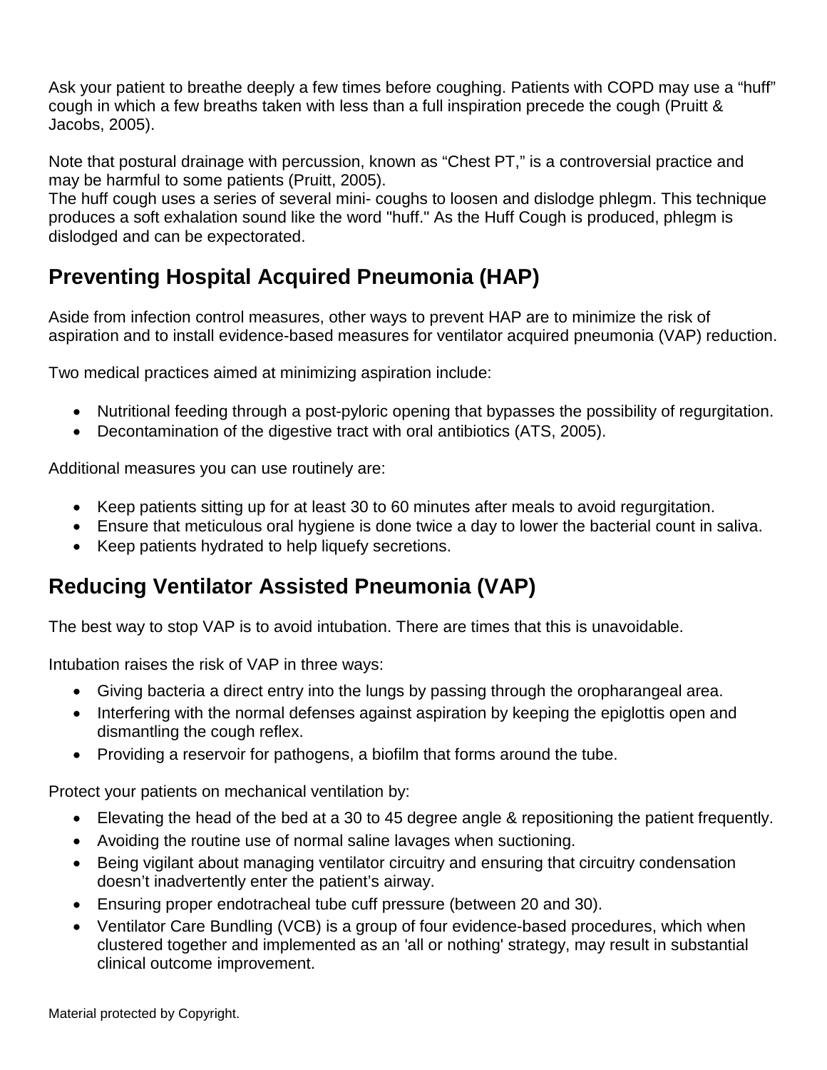Ask your patient to breathe deeply a few times before coughing. Patients with COPD may use a “huff” cough in which a few breaths taken with less than a full inspiration precede the cough (Pruitt & Jacobs, 2005).

Note that postural drainage with percussion, known as “Chest PT,” is a controversial practice and may be harmful to some patients (Pruitt, 2005).
The huff cough uses a series of several mini- coughs to loosen and dislodge phlegm. This technique produces a soft exhalation sound like the word "huff." As the Huff Cough is produced, phlegm is dislodged and can be expectorated.

## Preventing Hospital Acquired Pneumonia (HAP)

Aside from infection control measures, other ways to prevent HAP are to minimize the risk of aspiration and to install evidence-based measures for ventilator acquired pneumonia (VAP) reduction.

Two medical practices aimed at minimizing aspiration include:

- Nutritional feeding through a post-pyloric opening that bypasses the possibility of regurgitation.
- Decontamination of the digestive tract with oral antibiotics (ATS, 2005).

Additional measures you can use routinely are:

- Keep patients sitting up for at least 30 to 60 minutes after meals to avoid regurgitation.
- Ensure that meticulous oral hygiene is done twice a day to lower the bacterial count in saliva.
- Keep patients hydrated to help liquefy secretions.

## Reducing Ventilator Assisted Pneumonia (VAP)

The best way to stop VAP is to avoid intubation. There are times that this is unavoidable.

Intubation raises the risk of VAP in three ways:

- Giving bacteria a direct entry into the lungs by passing through the oropharangeal area.
- Interfering with the normal defenses against aspiration by keeping the epiglottis open and dismantling the cough reflex.
- Providing a reservoir for pathogens, a biofilm that forms around the tube.

Protect your patients on mechanical ventilation by:

- Elevating the head of the bed at a 30 to 45 degree angle & repositioning the patient frequently.
- Avoiding the routine use of normal saline lavages when suctioning.
- Being vigilant about managing ventilator circuitry and ensuring that circuitry condensation doesn’t inadvertently enter the patient’s airway.
- Ensuring proper endotracheal tube cuff pressure (between 20 and 30).
- Ventilator Care Bundling (VCB) is a group of four evidence-based procedures, which when clustered together and implemented as an 'all or nothing' strategy, may result in substantial clinical outcome improvement.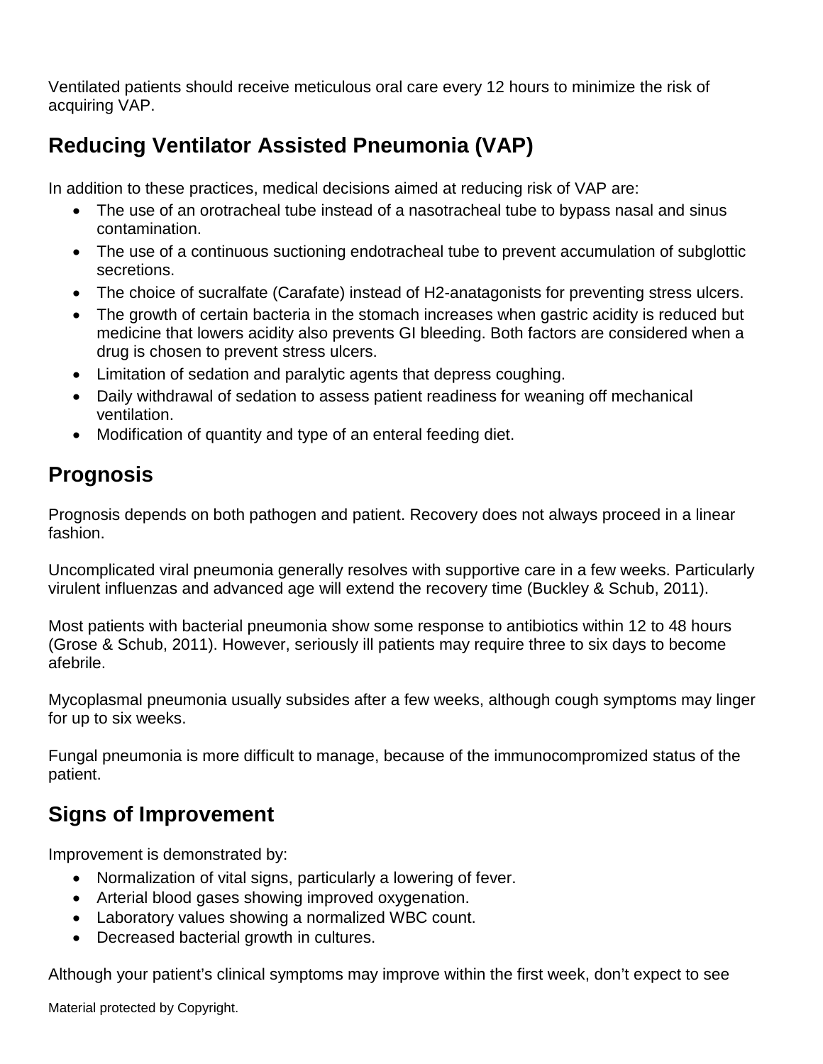Ventilated patients should receive meticulous oral care every 12 hours to minimize the risk of acquiring VAP.

## Reducing Ventilator Assisted Pneumonia (VAP)

In addition to these practices, medical decisions aimed at reducing risk of VAP are:

- The use of an orotracheal tube instead of a nasotracheal tube to bypass nasal and sinus contamination.
- The use of a continuous suctioning endotracheal tube to prevent accumulation of subglottic secretions.
- The choice of sucralfate (Carafate) instead of H2-anatagonists for preventing stress ulcers.
- The growth of certain bacteria in the stomach increases when gastric acidity is reduced but medicine that lowers acidity also prevents GI bleeding. Both factors are considered when a drug is chosen to prevent stress ulcers.
- Limitation of sedation and paralytic agents that depress coughing.
- Daily withdrawal of sedation to assess patient readiness for weaning off mechanical ventilation.
- Modification of quantity and type of an enteral feeding diet.

## Prognosis

Prognosis depends on both pathogen and patient. Recovery does not always proceed in a linear fashion.

Uncomplicated viral pneumonia generally resolves with supportive care in a few weeks. Particularly virulent influenzas and advanced age will extend the recovery time (Buckley & Schub, 2011).

Most patients with bacterial pneumonia show some response to antibiotics within 12 to 48 hours (Grose & Schub, 2011). However, seriously ill patients may require three to six days to become afebrile.

Mycoplasmal pneumonia usually subsides after a few weeks, although cough symptoms may linger for up to six weeks.

Fungal pneumonia is more difficult to manage, because of the immunocompromized status of the patient.

## Signs of Improvement

Improvement is demonstrated by:

- Normalization of vital signs, particularly a lowering of fever.
- Arterial blood gases showing improved oxygenation.
- Laboratory values showing a normalized WBC count.
- Decreased bacterial growth in cultures.

Although your patient's clinical symptoms may improve within the first week, don't expect to see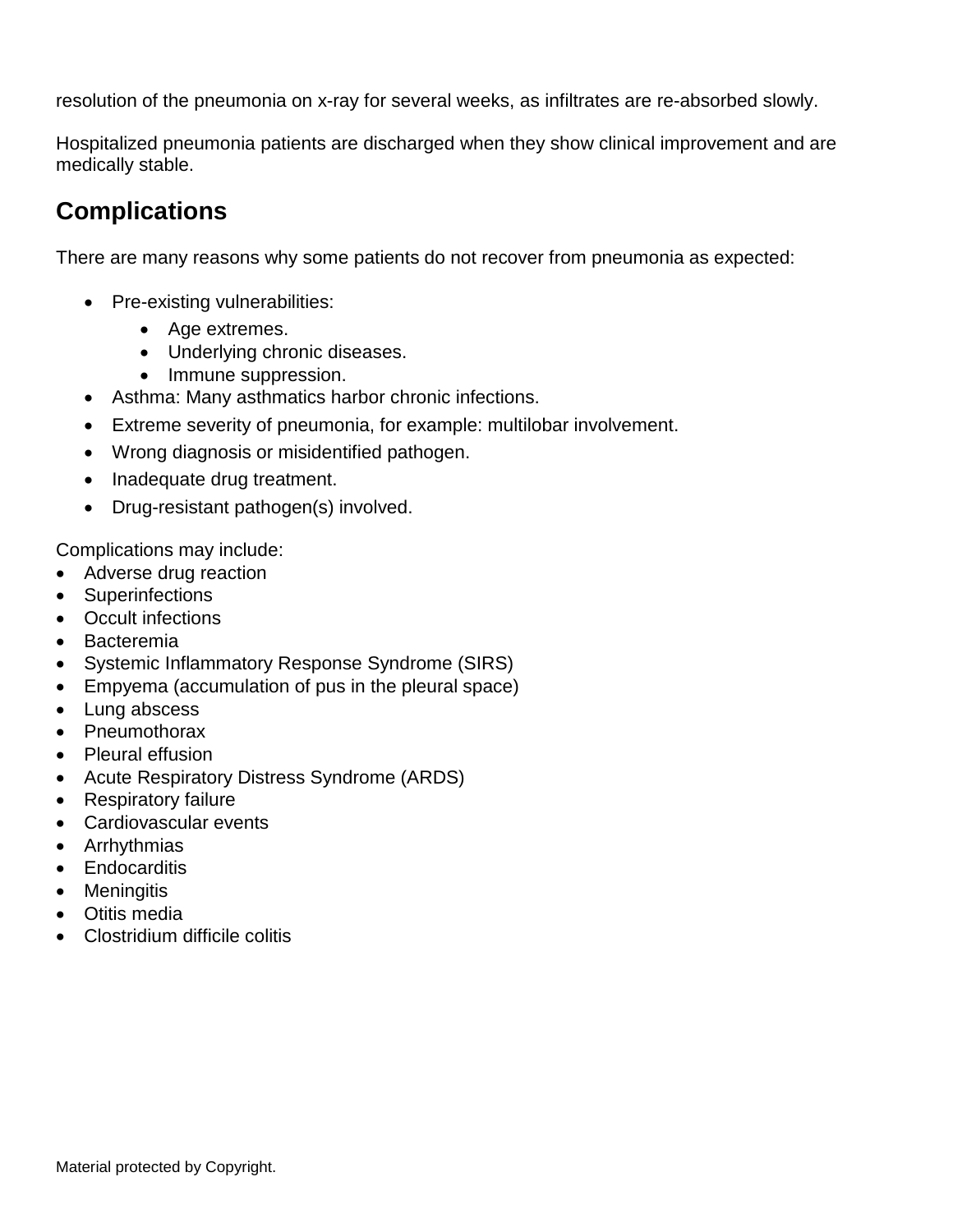resolution of the pneumonia on x-ray for several weeks, as infiltrates are re-absorbed slowly.

Hospitalized pneumonia patients are discharged when they show clinical improvement and are medically stable.

## Complications

There are many reasons why some patients do not recover from pneumonia as expected:

- Pre-existing vulnerabilities:
  - Age extremes.
  - Underlying chronic diseases.
  - Immune suppression.
- Asthma: Many asthmatics harbor chronic infections.
- Extreme severity of pneumonia, for example: multilobar involvement.
- Wrong diagnosis or misidentified pathogen.
- Inadequate drug treatment.
- Drug-resistant pathogen(s) involved.

Complications may include:

- Adverse drug reaction
- Superinfections
- Occult infections
- Bacteremia
- Systemic Inflammatory Response Syndrome (SIRS)
- Empyema (accumulation of pus in the pleural space)
- Lung abscess
- Pneumothorax
- Pleural effusion
- Acute Respiratory Distress Syndrome (ARDS)
- Respiratory failure
- Cardiovascular events
- Arrhythmias
- Endocarditis
- Meningitis
- Otitis media
- Clostridium difficile colitis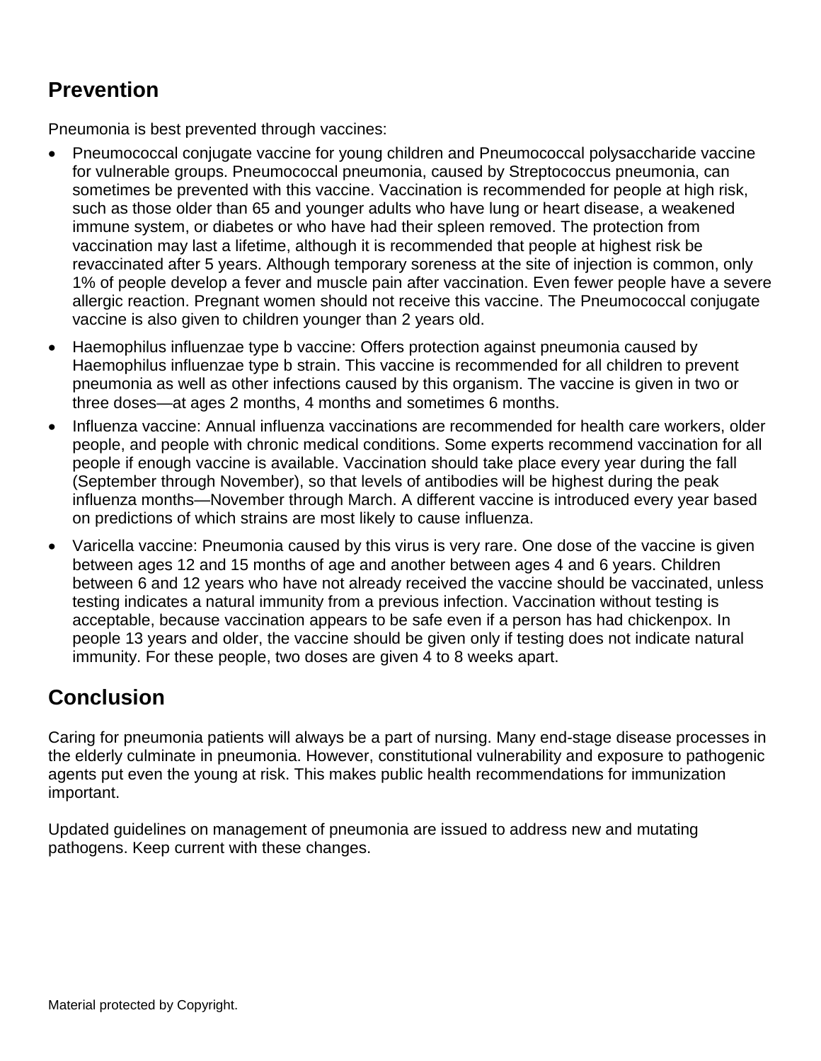## Prevention

Pneumonia is best prevented through vaccines:

- Pneumococcal conjugate vaccine for young children and Pneumococcal polysaccharide vaccine for vulnerable groups. Pneumococcal pneumonia, caused by Streptococcus pneumonia, can sometimes be prevented with this vaccine. Vaccination is recommended for people at high risk, such as those older than 65 and younger adults who have lung or heart disease, a weakened immune system, or diabetes or who have had their spleen removed. The protection from vaccination may last a lifetime, although it is recommended that people at highest risk be revaccinated after 5 years. Although temporary soreness at the site of injection is common, only 1% of people develop a fever and muscle pain after vaccination. Even fewer people have a severe allergic reaction. Pregnant women should not receive this vaccine. The Pneumococcal conjugate vaccine is also given to children younger than 2 years old.
- Haemophilus influenzae type b vaccine: Offers protection against pneumonia caused by Haemophilus influenzae type b strain. This vaccine is recommended for all children to prevent pneumonia as well as other infections caused by this organism. The vaccine is given in two or three doses—at ages 2 months, 4 months and sometimes 6 months.
- Influenza vaccine: Annual influenza vaccinations are recommended for health care workers, older people, and people with chronic medical conditions. Some experts recommend vaccination for all people if enough vaccine is available. Vaccination should take place every year during the fall (September through November), so that levels of antibodies will be highest during the peak influenza months—November through March. A different vaccine is introduced every year based on predictions of which strains are most likely to cause influenza.
- Varicella vaccine: Pneumonia caused by this virus is very rare. One dose of the vaccine is given between ages 12 and 15 months of age and another between ages 4 and 6 years. Children between 6 and 12 years who have not already received the vaccine should be vaccinated, unless testing indicates a natural immunity from a previous infection. Vaccination without testing is acceptable, because vaccination appears to be safe even if a person has had chickenpox. In people 13 years and older, the vaccine should be given only if testing does not indicate natural immunity. For these people, two doses are given 4 to 8 weeks apart.

## Conclusion

Caring for pneumonia patients will always be a part of nursing. Many end-stage disease processes in the elderly culminate in pneumonia. However, constitutional vulnerability and exposure to pathogenic agents put even the young at risk. This makes public health recommendations for immunization important.

Updated guidelines on management of pneumonia are issued to address new and mutating pathogens. Keep current with these changes.

Material protected by Copyright.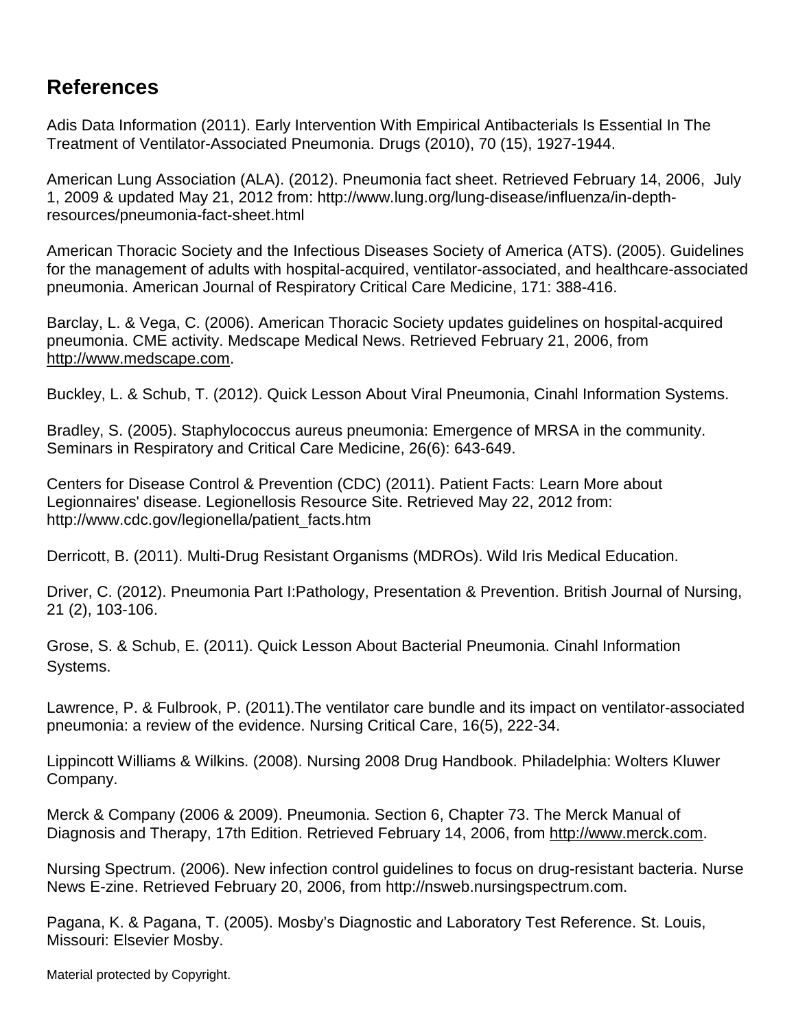## References

Adis Data Information (2011). Early Intervention With Empirical Antibacterials Is Essential In The Treatment of Ventilator-Associated Pneumonia. Drugs (2010), 70 (15), 1927-1944.

American Lung Association (ALA). (2012). Pneumonia fact sheet. Retrieved February 14, 2006, July 1, 2009 & updated May 21, 2012 from: http://www.lung.org/lung-disease/influenza/in-depth-resources/pneumonia-fact-sheet.html

American Thoracic Society and the Infectious Diseases Society of America (ATS). (2005). Guidelines for the management of adults with hospital-acquired, ventilator-associated, and healthcare-associated pneumonia. American Journal of Respiratory Critical Care Medicine, 171: 388-416.

Barclay, L. & Vega, C. (2006). American Thoracic Society updates guidelines on hospital-acquired pneumonia. CME activity. Medscape Medical News. Retrieved February 21, 2006, from http://www.medscape.com.

Buckley, L. & Schub, T. (2012). Quick Lesson About Viral Pneumonia, Cinahl Information Systems.

Bradley, S. (2005). Staphylococcus aureus pneumonia: Emergence of MRSA in the community. Seminars in Respiratory and Critical Care Medicine, 26(6): 643-649.

Centers for Disease Control & Prevention (CDC) (2011). Patient Facts: Learn More about Legionnaires' disease. Legionellosis Resource Site. Retrieved May 22, 2012 from: http://www.cdc.gov/legionella/patient_facts.htm

Derricott, B. (2011). Multi-Drug Resistant Organisms (MDROs). Wild Iris Medical Education.

Driver, C. (2012). Pneumonia Part I:Pathology, Presentation & Prevention. British Journal of Nursing, 21 (2), 103-106.

Grose, S. & Schub, E. (2011). Quick Lesson About Bacterial Pneumonia. Cinahl Information Systems.

Lawrence, P. & Fulbrook, P. (2011).The ventilator care bundle and its impact on ventilator-associated pneumonia: a review of the evidence. Nursing Critical Care, 16(5), 222-34.

Lippincott Williams & Wilkins. (2008). Nursing 2008 Drug Handbook. Philadelphia: Wolters Kluwer Company.

Merck & Company (2006 & 2009). Pneumonia. Section 6, Chapter 73. The Merck Manual of Diagnosis and Therapy, 17th Edition. Retrieved February 14, 2006, from http://www.merck.com.

Nursing Spectrum. (2006). New infection control guidelines to focus on drug-resistant bacteria. Nurse News E-zine. Retrieved February 20, 2006, from http://nsweb.nursingspectrum.com.

Pagana, K. & Pagana, T. (2005). Mosby's Diagnostic and Laboratory Test Reference. St. Louis, Missouri: Elsevier Mosby.

Material protected by Copyright.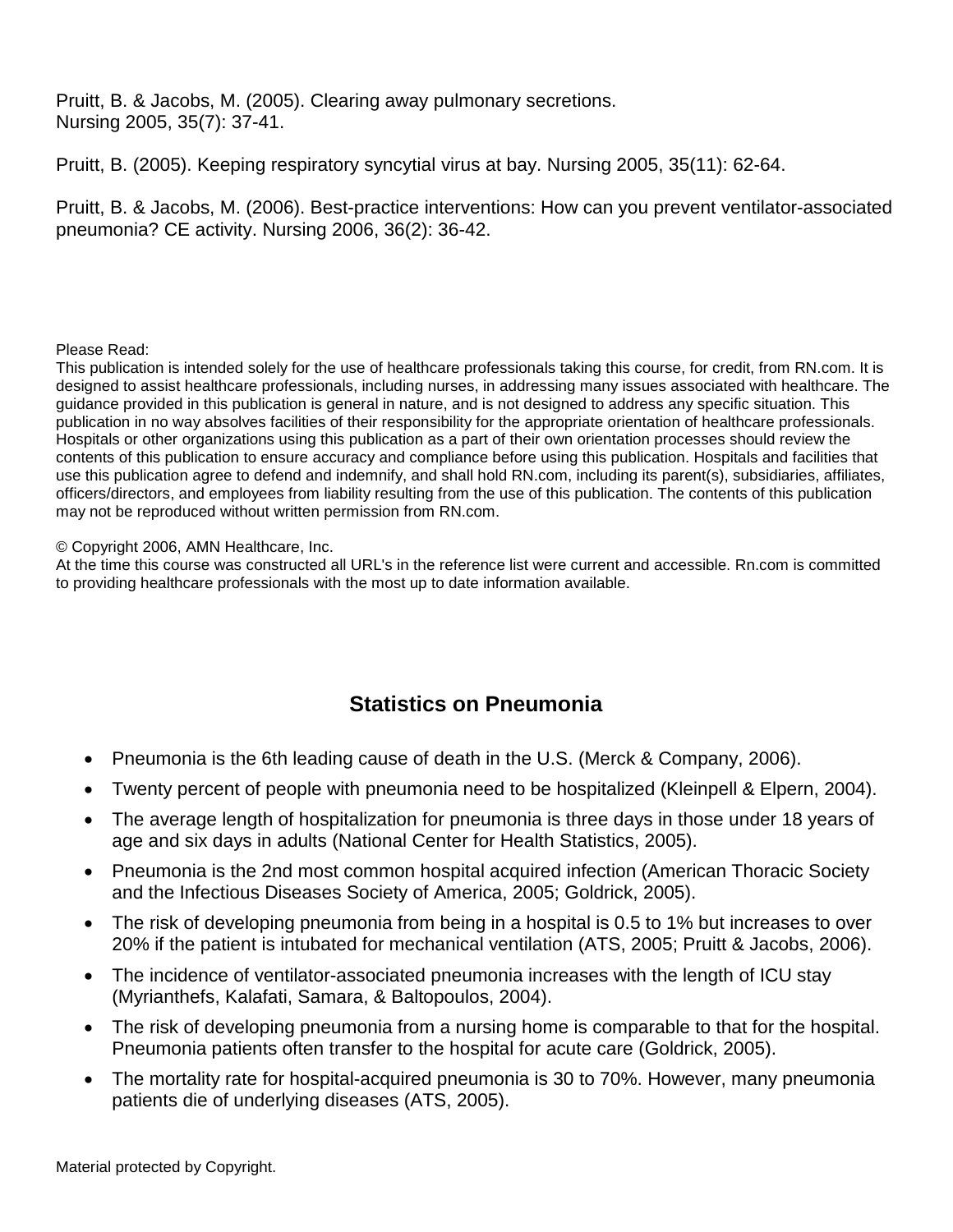Pruitt, B. & Jacobs, M. (2005). Clearing away pulmonary secretions. Nursing 2005, 35(7): 37-41.

Pruitt, B. (2005). Keeping respiratory syncytial virus at bay. Nursing 2005, 35(11): 62-64.

Pruitt, B. & Jacobs, M. (2006). Best-practice interventions: How can you prevent ventilator-associated pneumonia? CE activity. Nursing 2006, 36(2): 36-42.

Please Read:
This publication is intended solely for the use of healthcare professionals taking this course, for credit, from RN.com. It is designed to assist healthcare professionals, including nurses, in addressing many issues associated with healthcare. The guidance provided in this publication is general in nature, and is not designed to address any specific situation. This publication in no way absolves facilities of their responsibility for the appropriate orientation of healthcare professionals. Hospitals or other organizations using this publication as a part of their own orientation processes should review the contents of this publication to ensure accuracy and compliance before using this publication. Hospitals and facilities that use this publication agree to defend and indemnify, and shall hold RN.com, including its parent(s), subsidiaries, affiliates, officers/directors, and employees from liability resulting from the use of this publication. The contents of this publication may not be reproduced without written permission from RN.com.

© Copyright 2006, AMN Healthcare, Inc.
At the time this course was constructed all URL's in the reference list were current and accessible. Rn.com is committed to providing healthcare professionals with the most up to date information available.

## Statistics on Pneumonia

- Pneumonia is the 6th leading cause of death in the U.S. (Merck & Company, 2006).
- Twenty percent of people with pneumonia need to be hospitalized (Kleinpell & Elpern, 2004).
- The average length of hospitalization for pneumonia is three days in those under 18 years of age and six days in adults (National Center for Health Statistics, 2005).
- Pneumonia is the 2nd most common hospital acquired infection (American Thoracic Society and the Infectious Diseases Society of America, 2005; Goldrick, 2005).
- The risk of developing pneumonia from being in a hospital is 0.5 to 1% but increases to over 20% if the patient is intubated for mechanical ventilation (ATS, 2005; Pruitt & Jacobs, 2006).
- The incidence of ventilator-associated pneumonia increases with the length of ICU stay (Myrianthefs, Kalafati, Samara, & Baltopoulos, 2004).
- The risk of developing pneumonia from a nursing home is comparable to that for the hospital. Pneumonia patients often transfer to the hospital for acute care (Goldrick, 2005).
- The mortality rate for hospital-acquired pneumonia is 30 to 70%. However, many pneumonia patients die of underlying diseases (ATS, 2005).

Material protected by Copyright.